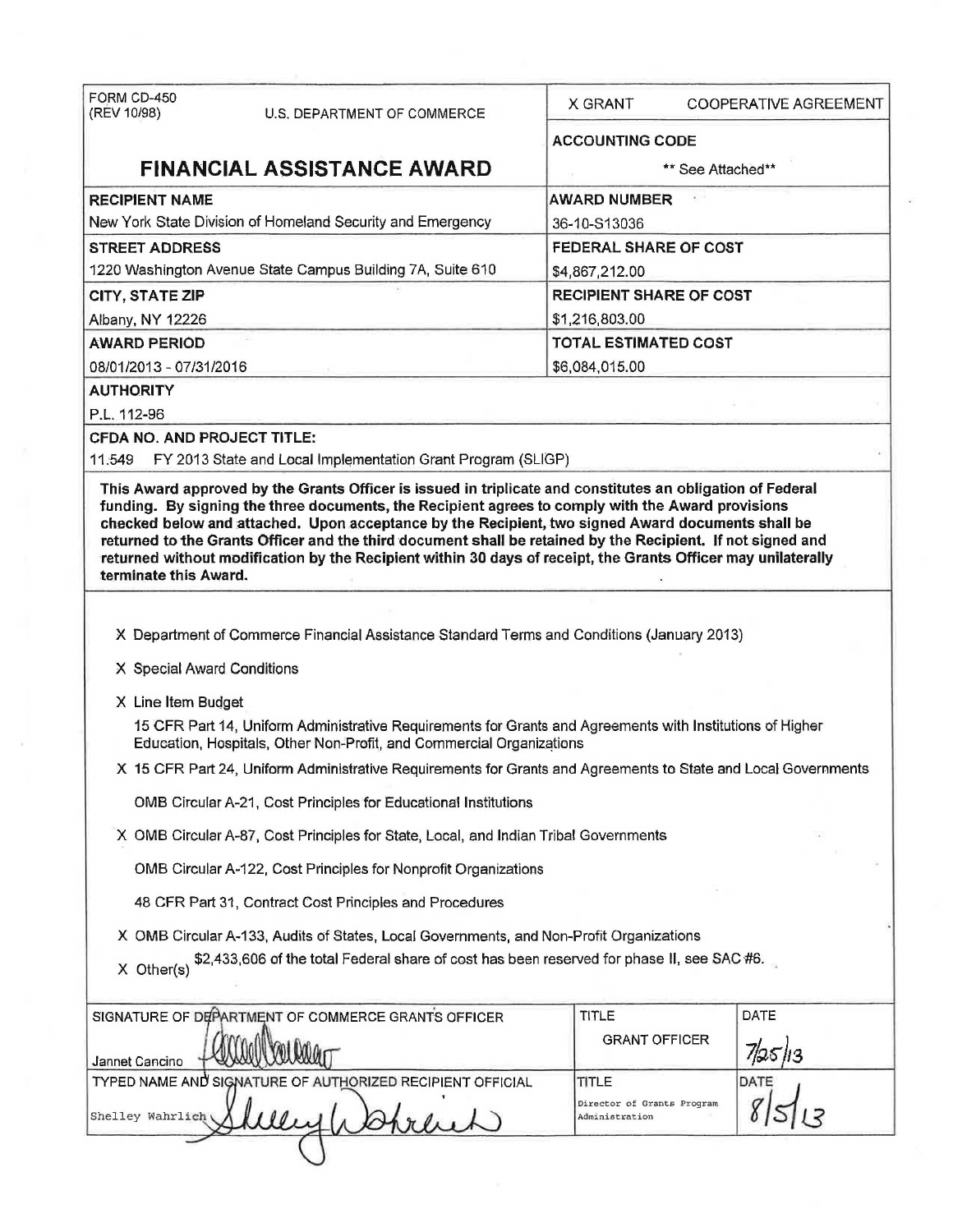| FORM CD-450 (REV 10/98) U.S. DEPARTMENT OF COMMERCE | X GRANT COOPERATIVE AGREEMENT |
|---|---|
| **FINANCIAL ASSISTANCE AWARD** | **ACCOUNTING CODE** ** See Attached** |
| **RECIPIENT NAME** New York State Division of Homeland Security and Emergency | **AWARD NUMBER** 36-10-S13036 |
| **STREET ADDRESS** 1220 Washington Avenue State Campus Building 7A, Suite 610 | **FEDERAL SHARE OF COST** $4,867,212.00 |
| **CITY, STATE ZIP** Albany, NY 12226 | **RECIPIENT SHARE OF COST** $1,216,803.00 |
| **AWARD PERIOD** 08/01/2013 - 07/31/2016 | **TOTAL ESTIMATED COST** $6,084,015.00 |

**AUTHORITY**

P.L. 112-96

**CFDA NO. AND PROJECT TITLE:**

11.549 FY 2013 State and Local Implementation Grant Program (SLIGP)

**This Award approved by the Grants Officer is issued in triplicate and constitutes an obligation of Federal funding. By signing the three documents, the Recipient agrees to comply with the Award provisions checked below and attached. Upon acceptance by the Recipient, two signed Award documents shall be returned to the Grants Officer and the third document shall be retained by the Recipient. If not signed and returned without modification by the Recipient within 30 days of receipt, the Grants Officer may unilaterally terminate this Award.**

X Department of Commerce Financial Assistance Standard Terms and Conditions (January 2013)

X Special Award Conditions

X Line Item Budget

15 CFR Part 14, Uniform Administrative Requirements for Grants and Agreements with Institutions of Higher Education, Hospitals, Other Non-Profit, and Commercial Organizations

X 15 CFR Part 24, Uniform Administrative Requirements for Grants and Agreements to State and Local Governments

OMB Circular A-21, Cost Principles for Educational Institutions

X OMB Circular A-87, Cost Principles for State, Local, and Indian Tribal Governments

OMB Circular A-122, Cost Principles for Nonprofit Organizations

48 CFR Part 31, Contract Cost Principles and Procedures

X OMB Circular A-133, Audits of States, Local Governments, and Non-Profit Organizations

X Other(s) $2,433,606 of the total Federal share of cost has been reserved for phase II, see SAC #6.

| SIGNATURE OF DEPARTMENT OF COMMERCE GRANTS OFFICER | TITLE | DATE |
|---|---|---|
| Jannet Cancino | GRANT OFFICER | 7/25/13 |
| **TYPED NAME AND SIGNATURE OF AUTHORIZED RECIPIENT OFFICIAL** | **TITLE** | **DATE** |
| Shelley Wahrlich | Director of Grants Program Administration | 8/5/13 |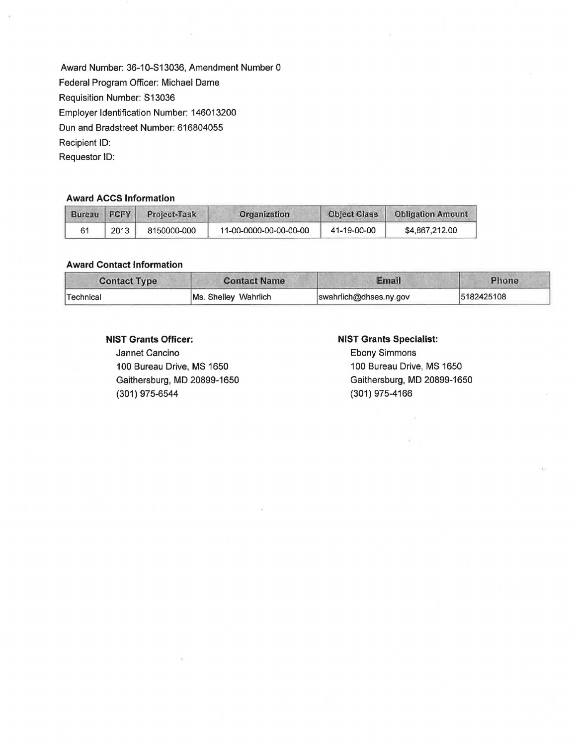Award Number: 36-10-S13036, Amendment Number 0
Federal Program Officer: Michael Dame
Requisition Number: S13036
Employer Identification Number: 146013200
Dun and Bradstreet Number: 616804055
Recipient ID:
Requestor ID:

**Award ACCS Information**

| Bureau | FCFY | Project-Task | Organization | Object Class | Obligation Amount |
|---|---|---|---|---|---|
| 61 | 2013 | 8150000-000 | 11-00-0000-00-00-00-00 | 41-19-00-00 | $4,867,212.00 |

**Award Contact Information**

| Contact Type | Contact Name | Email | Phone |
|---|---|---|---|
| Technical | Ms. Shelley Wahrlich | swahrlich@dhses.ny.gov | 5182425108 |

**NIST Grants Officer:**
Jannet Cancino
100 Bureau Drive, MS 1650
Gaithersburg, MD 20899-1650
(301) 975-6544

**NIST Grants Specialist:**
Ebony Simmons
100 Bureau Drive, MS 1650
Gaithersburg, MD 20899-1650
(301) 975-4166